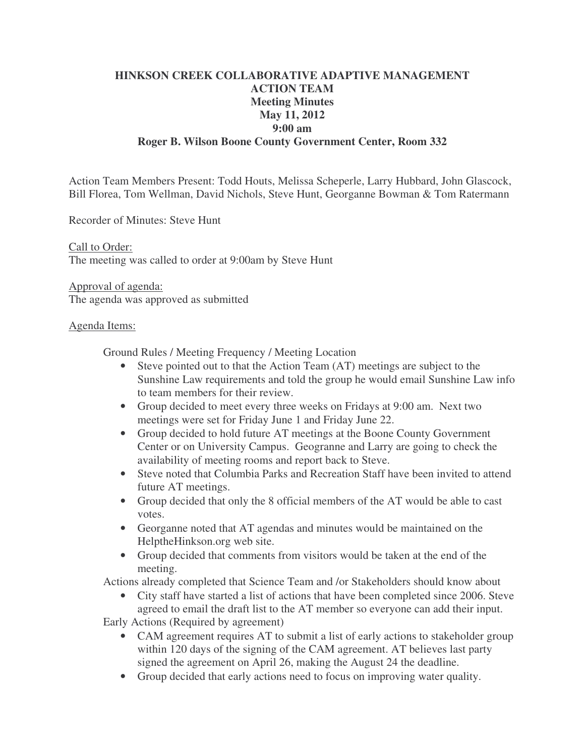# HINKSON CREEK COLLABORATIVE ADAPTIVE MANAGEMENT
## ACTION TEAM
### Meeting Minutes
### May 11, 2012
### 9:00 am
### Roger B. Wilson Boone County Government Center, Room 332

Action Team Members Present: Todd Houts, Melissa Scheperle, Larry Hubbard, John Glascock, Bill Florea, Tom Wellman, David Nichols, Steve Hunt, Georganne Bowman & Tom Ratermann

Recorder of Minutes: Steve Hunt

Call to Order:
The meeting was called to order at 9:00am by Steve Hunt

Approval of agenda:
The agenda was approved as submitted

Agenda Items:

Ground Rules / Meeting Frequency / Meeting Location

- Steve pointed out to that the Action Team (AT) meetings are subject to the Sunshine Law requirements and told the group he would email Sunshine Law info to team members for their review.
- Group decided to meet every three weeks on Fridays at 9:00 am. Next two meetings were set for Friday June 1 and Friday June 22.
- Group decided to hold future AT meetings at the Boone County Government Center or on University Campus. Geogranne and Larry are going to check the availability of meeting rooms and report back to Steve.
- Steve noted that Columbia Parks and Recreation Staff have been invited to attend future AT meetings.
- Group decided that only the 8 official members of the AT would be able to cast votes.
- Georganne noted that AT agendas and minutes would be maintained on the HelptheHinkson.org web site.
- Group decided that comments from visitors would be taken at the end of the meeting.

Actions already completed that Science Team and /or Stakeholders should know about

- City staff have started a list of actions that have been completed since 2006. Steve agreed to email the draft list to the AT member so everyone can add their input.

Early Actions (Required by agreement)

- CAM agreement requires AT to submit a list of early actions to stakeholder group within 120 days of the signing of the CAM agreement. AT believes last party signed the agreement on April 26, making the August 24 the deadline.
- Group decided that early actions need to focus on improving water quality.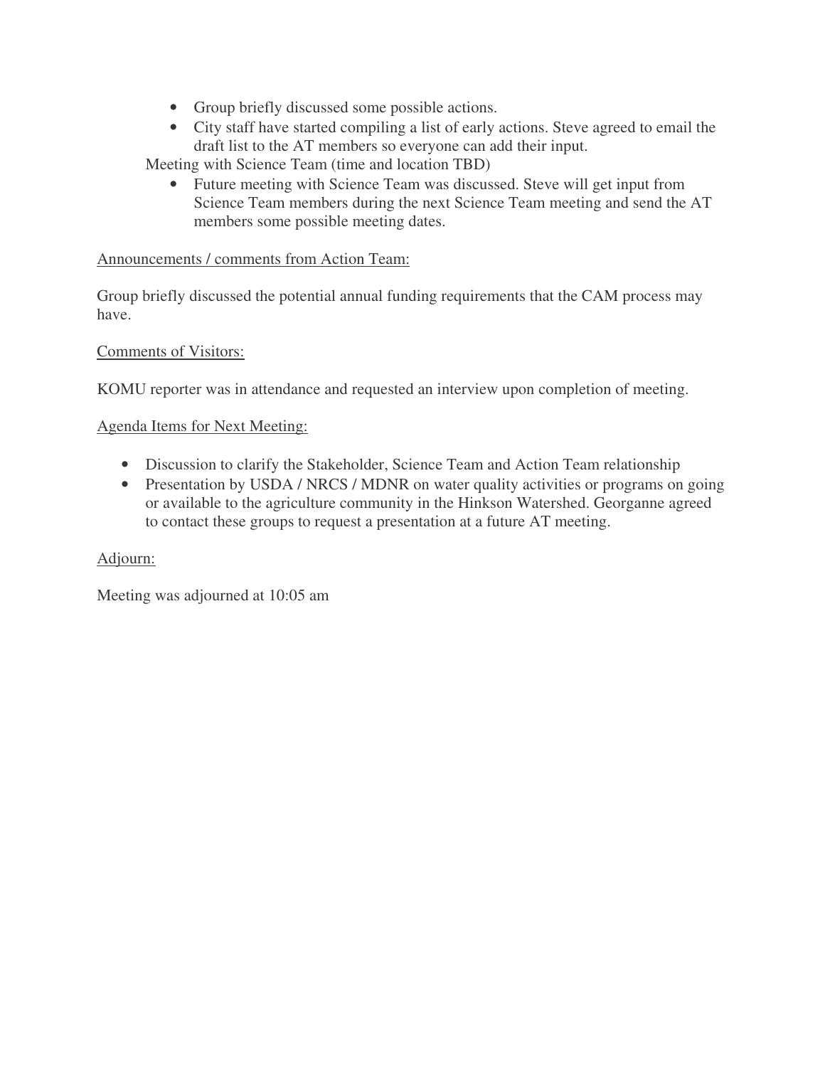- Group briefly discussed some possible actions.
- City staff have started compiling a list of early actions. Steve agreed to email the draft list to the AT members so everyone can add their input.

Meeting with Science Team (time and location TBD)

- Future meeting with Science Team was discussed. Steve will get input from Science Team members during the next Science Team meeting and send the AT members some possible meeting dates.

<u>Announcements / comments from Action Team:</u>

Group briefly discussed the potential annual funding requirements that the CAM process may have.

<u>Comments of Visitors:</u>

KOMU reporter was in attendance and requested an interview upon completion of meeting.

<u>Agenda Items for Next Meeting:</u>

- Discussion to clarify the Stakeholder, Science Team and Action Team relationship
- Presentation by USDA / NRCS / MDNR on water quality activities or programs on going or available to the agriculture community in the Hinkson Watershed. Georganne agreed to contact these groups to request a presentation at a future AT meeting.

<u>Adjourn:</u>

Meeting was adjourned at 10:05 am